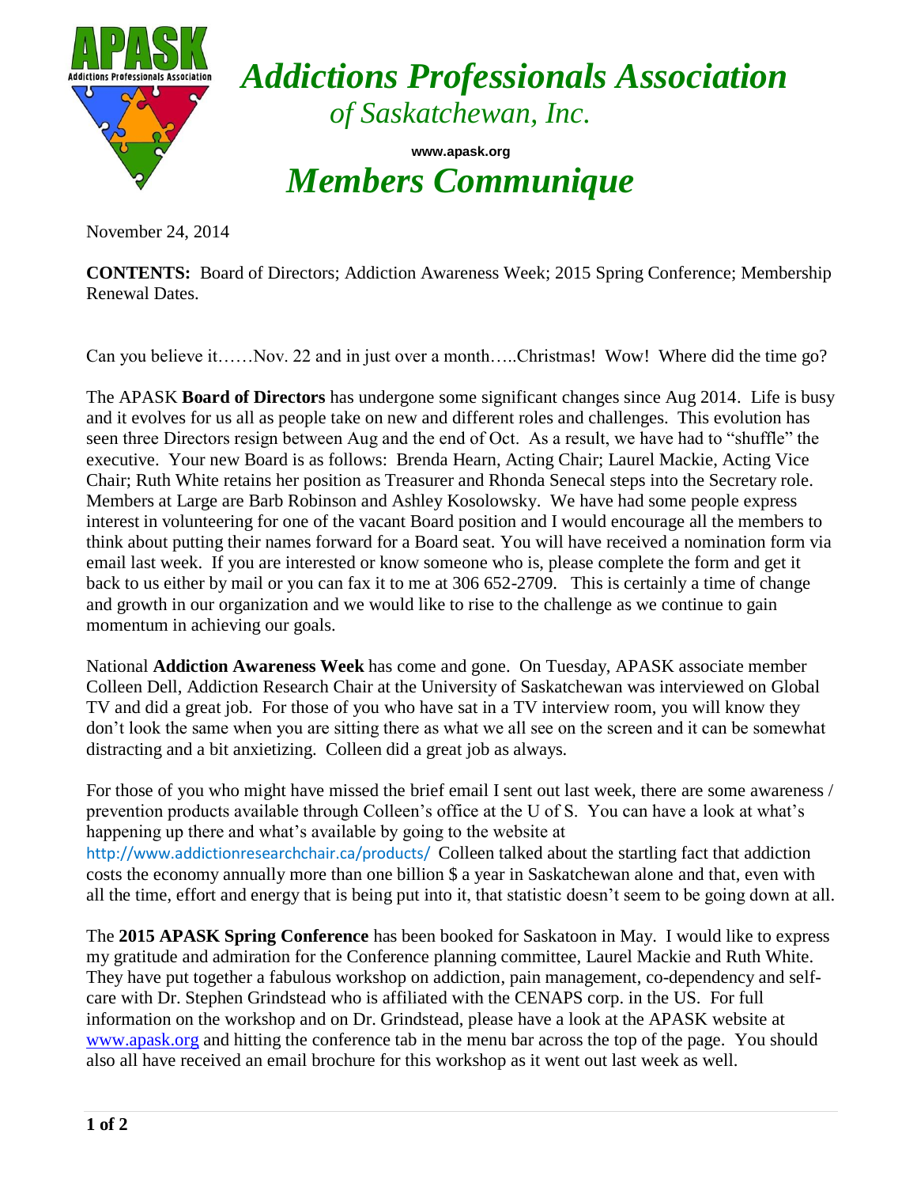# *Addictions Professionals Association*

## *of Saskatchewan, Inc.*

**www.apask.org**

# *Members Communique*

November 24, 2014

**CONTENTS:** Board of Directors; Addiction Awareness Week; 2015 Spring Conference; Membership Renewal Dates.

Can you believe it……Nov. 22 and in just over a month…..Christmas! Wow! Where did the time go?

The APASK **Board of Directors** has undergone some significant changes since Aug 2014. Life is busy and it evolves for us all as people take on new and different roles and challenges. This evolution has seen three Directors resign between Aug and the end of Oct. As a result, we have had to "shuffle" the executive. Your new Board is as follows: Brenda Hearn, Acting Chair; Laurel Mackie, Acting Vice Chair; Ruth White retains her position as Treasurer and Rhonda Senecal steps into the Secretary role. Members at Large are Barb Robinson and Ashley Kosolowsky. We have had some people express interest in volunteering for one of the vacant Board position and I would encourage all the members to think about putting their names forward for a Board seat. You will have received a nomination form via email last week. If you are interested or know someone who is, please complete the form and get it back to us either by mail or you can fax it to me at 306 652-2709. This is certainly a time of change and growth in our organization and we would like to rise to the challenge as we continue to gain momentum in achieving our goals.

National **Addiction Awareness Week** has come and gone. On Tuesday, APASK associate member Colleen Dell, Addiction Research Chair at the University of Saskatchewan was interviewed on Global TV and did a great job. For those of you who have sat in a TV interview room, you will know they don't look the same when you are sitting there as what we all see on the screen and it can be somewhat distracting and a bit anxietizing. Colleen did a great job as always.

For those of you who might have missed the brief email I sent out last week, there are some awareness / prevention products available through Colleen's office at the U of S. You can have a look at what's happening up there and what's available by going to the website at http://www.addictionresearchchair.ca/products/ Colleen talked about the startling fact that addiction costs the economy annually more than one billion $ a year in Saskatchewan alone and that, even with all the time, effort and energy that is being put into it, that statistic doesn't seem to be going down at all.

The **2015 APASK Spring Conference** has been booked for Saskatoon in May. I would like to express my gratitude and admiration for the Conference planning committee, Laurel Mackie and Ruth White. They have put together a fabulous workshop on addiction, pain management, co-dependency and self-care with Dr. Stephen Grindstead who is affiliated with the CENAPS corp. in the US. For full information on the workshop and on Dr. Grindstead, please have a look at the APASK website at www.apask.org and hitting the conference tab in the menu bar across the top of the page. You should also all have received an email brochure for this workshop as it went out last week as well.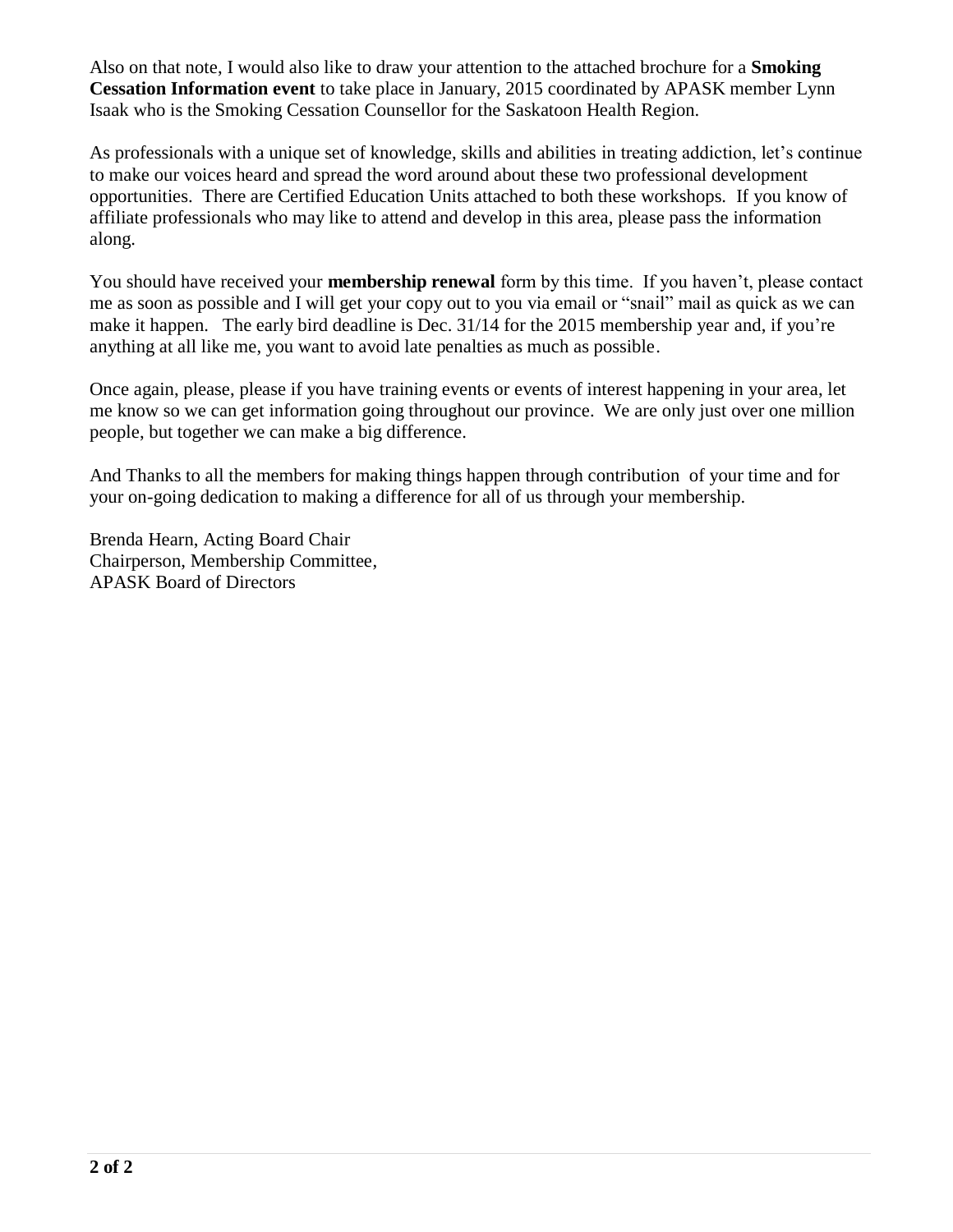Also on that note, I would also like to draw your attention to the attached brochure for a **Smoking Cessation Information event** to take place in January, 2015 coordinated by APASK member Lynn Isaak who is the Smoking Cessation Counsellor for the Saskatoon Health Region.

As professionals with a unique set of knowledge, skills and abilities in treating addiction, let's continue to make our voices heard and spread the word around about these two professional development opportunities. There are Certified Education Units attached to both these workshops. If you know of affiliate professionals who may like to attend and develop in this area, please pass the information along.

You should have received your **membership renewal** form by this time. If you haven't, please contact me as soon as possible and I will get your copy out to you via email or "snail" mail as quick as we can make it happen. The early bird deadline is Dec. 31/14 for the 2015 membership year and, if you're anything at all like me, you want to avoid late penalties as much as possible.

Once again, please, please if you have training events or events of interest happening in your area, let me know so we can get information going throughout our province. We are only just over one million people, but together we can make a big difference.

And Thanks to all the members for making things happen through contribution of your time and for your on-going dedication to making a difference for all of us through your membership.

Brenda Hearn, Acting Board Chair
Chairperson, Membership Committee,
APASK Board of Directors